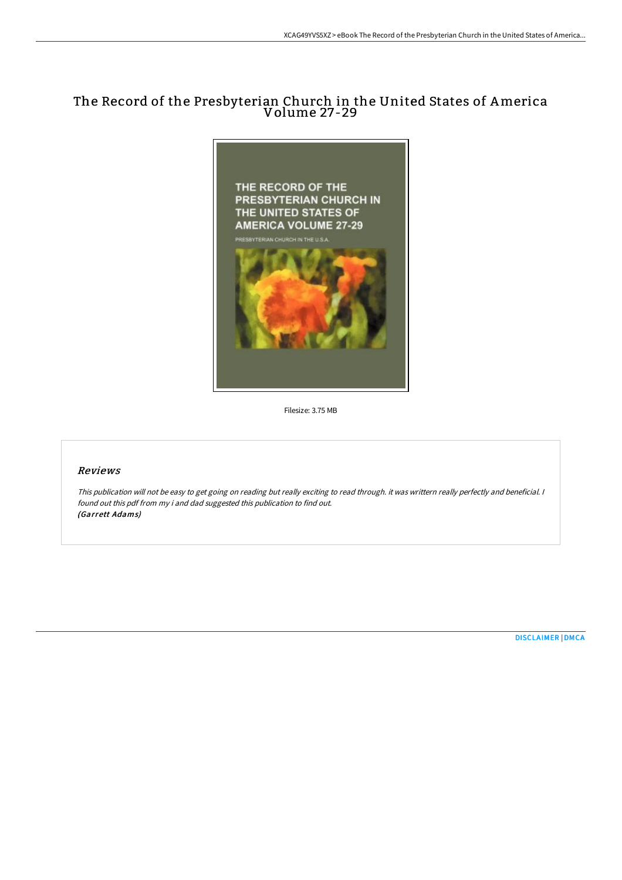# The Record of the Presbyterian Church in the United States of America Volume 27-29

Filesize: 3.75 MB

## Reviews

*This publication will not be easy to get going on reading but really exciting to read through. it was writtern really perfectly and beneficial. I found out this pdf from my i and dad suggested this publication to find out.*
*(Garrett Adams)*

DISCLAIMER | DMCA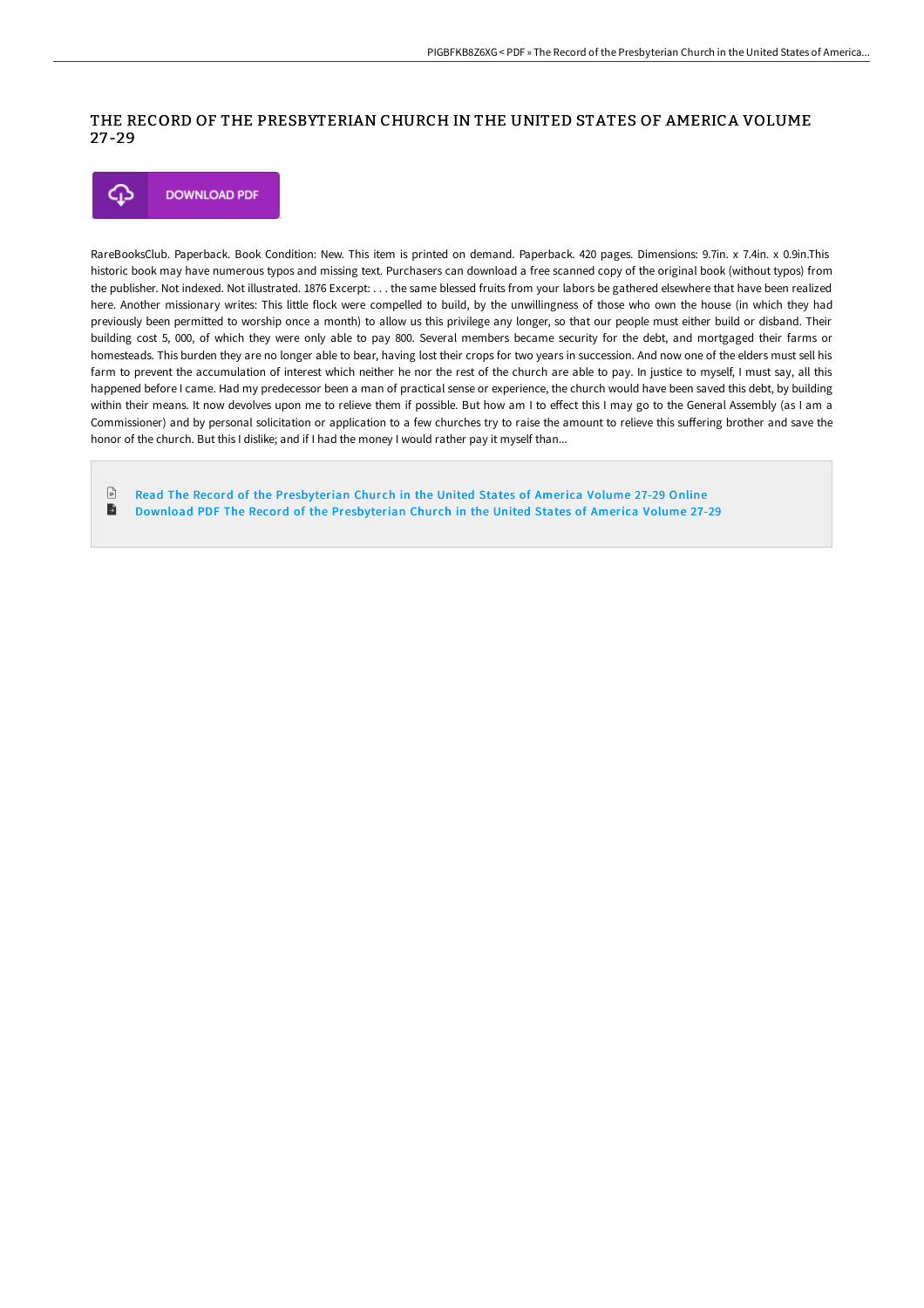# THE RECORD OF THE PRESBYTERIAN CHURCH IN THE UNITED STATES OF AMERICA VOLUME 27-29

DOWNLOAD PDF

RareBooksClub. Paperback. Book Condition: New. This item is printed on demand. Paperback. 420 pages. Dimensions: 9.7in. x 7.4in. x 0.9in.This historic book may have numerous typos and missing text. Purchasers can download a free scanned copy of the original book (without typos) from the publisher. Not indexed. Not illustrated. 1876 Excerpt: . . . the same blessed fruits from your labors be gathered elsewhere that have been realized here. Another missionary writes: This little flock were compelled to build, by the unwillingness of those who own the house (in which they had previously been permitted to worship once a month) to allow us this privilege any longer, so that our people must either build or disband. Their building cost 5, 000, of which they were only able to pay 800. Several members became security for the debt, and mortgaged their farms or homesteads. This burden they are no longer able to bear, having lost their crops for two years in succession. And now one of the elders must sell his farm to prevent the accumulation of interest which neither he nor the rest of the church are able to pay. In justice to myself, I must say, all this happened before I came. Had my predecessor been a man of practical sense or experience, the church would have been saved this debt, by building within their means. It now devolves upon me to relieve them if possible. But how am I to effect this I may go to the General Assembly (as I am a Commissioner) and by personal solicitation or application to a few churches try to raise the amount to relieve this suffering brother and save the honor of the church. But this I dislike; and if I had the money I would rather pay it myself than...

- Read The Record of the Presbyterian Church in the United States of America Volume 27-29 Online
- Download PDF The Record of the Presbyterian Church in the United States of America Volume 27-29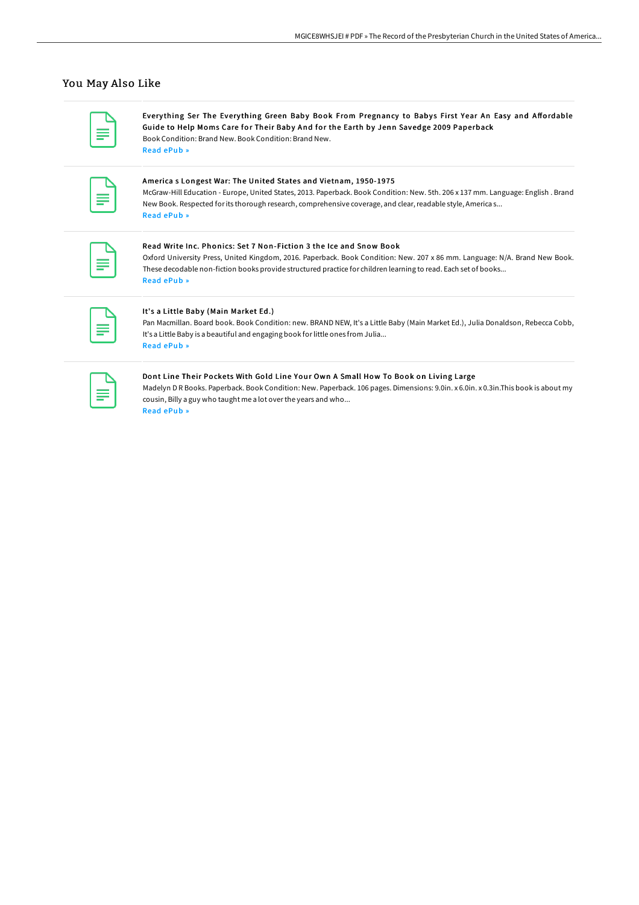## You May Also Like

**Everything Ser The Everything Green Baby Book From Pregnancy to Babys First Year An Easy and Affordable Guide to Help Moms Care for Their Baby And for the Earth by Jenn Savedge 2009 Paperback**

Book Condition: Brand New. Book Condition: Brand New.

Read ePub »

**America s Longest War: The United States and Vietnam, 1950-1975**

McGraw-Hill Education - Europe, United States, 2013. Paperback. Book Condition: New. 5th. 206 x 137 mm. Language: English . Brand New Book. Respected for its thorough research, comprehensive coverage, and clear, readable style, America s...

Read ePub »

**Read Write Inc. Phonics: Set 7 Non-Fiction 3 the Ice and Snow Book**

Oxford University Press, United Kingdom, 2016. Paperback. Book Condition: New. 207 x 86 mm. Language: N/A. Brand New Book. These decodable non-fiction books provide structured practice for children learning to read. Each set of books...

Read ePub »

**It's a Little Baby (Main Market Ed.)**

Pan Macmillan. Board book. Book Condition: new. BRAND NEW, It's a Little Baby (Main Market Ed.), Julia Donaldson, Rebecca Cobb, It's a Little Baby is a beautiful and engaging book for little ones from Julia...

Read ePub »

**Dont Line Their Pockets With Gold Line Your Own A Small How To Book on Living Large**

Madelyn D R Books. Paperback. Book Condition: New. Paperback. 106 pages. Dimensions: 9.0in. x 6.0in. x 0.3in.This book is about my cousin, Billy a guy who taught me a lot over the years and who...

Read ePub »